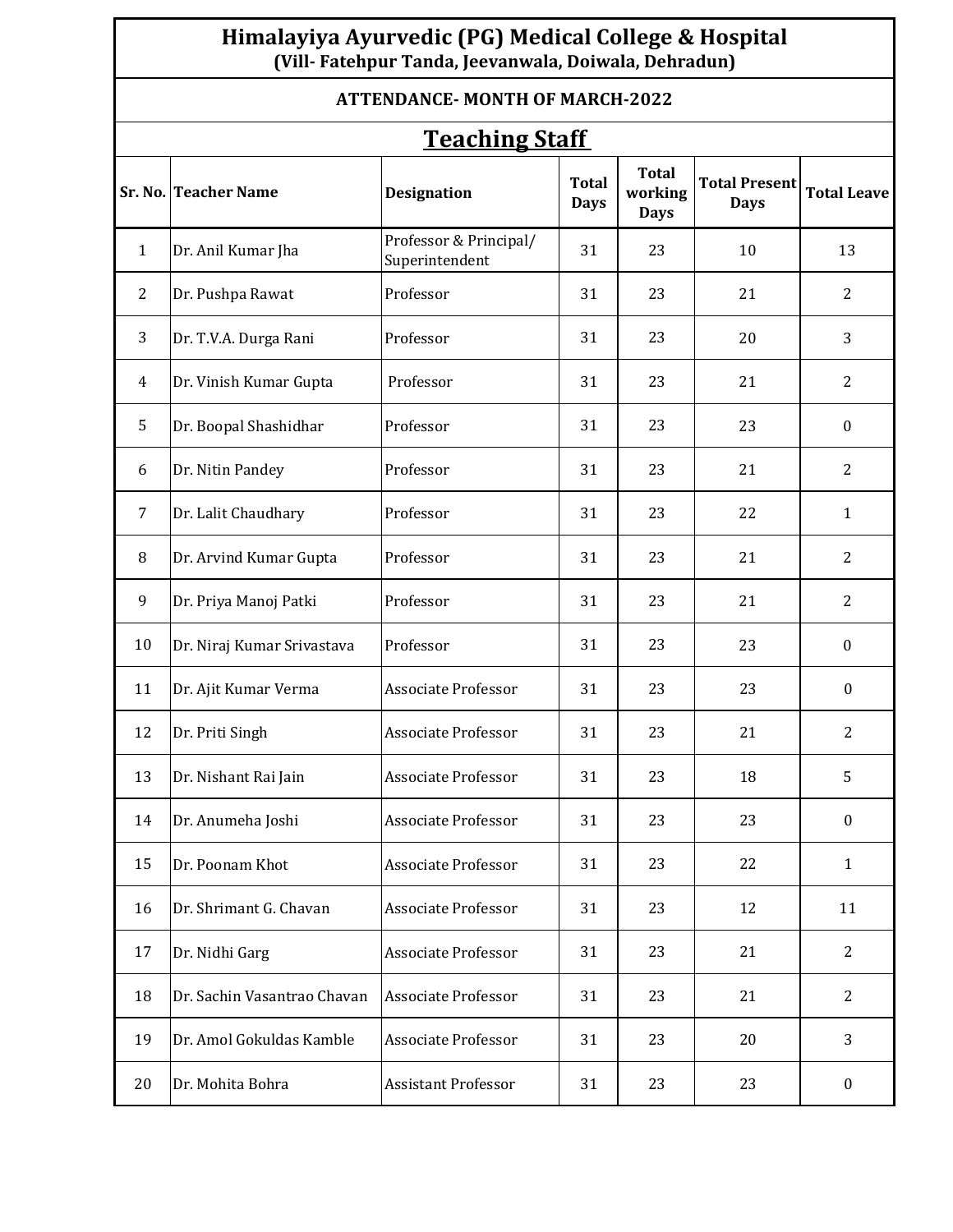# Himalayiya Ayurvedic (PG) Medical College & Hospital
**(Vill- Fatehpur Tanda, Jeevanwala, Doiwala, Dehradun)**

**ATTENDANCE- MONTH OF MARCH-2022**

## Teaching Staff

| Sr. No. | Teacher Name | Designation | Total Days | Total working Days | Total Present Days | Total Leave |
|---|---|---|---|---|---|---|
| 1 | Dr. Anil Kumar Jha | Professor & Principal/ Superintendent | 31 | 23 | 10 | 13 |
| 2 | Dr. Pushpa Rawat | Professor | 31 | 23 | 21 | 2 |
| 3 | Dr. T.V.A. Durga Rani | Professor | 31 | 23 | 20 | 3 |
| 4 | Dr. Vinish Kumar Gupta | Professor | 31 | 23 | 21 | 2 |
| 5 | Dr. Boopal Shashidhar | Professor | 31 | 23 | 23 | 0 |
| 6 | Dr. Nitin Pandey | Professor | 31 | 23 | 21 | 2 |
| 7 | Dr. Lalit Chaudhary | Professor | 31 | 23 | 22 | 1 |
| 8 | Dr. Arvind Kumar Gupta | Professor | 31 | 23 | 21 | 2 |
| 9 | Dr. Priya Manoj Patki | Professor | 31 | 23 | 21 | 2 |
| 10 | Dr. Niraj Kumar Srivastava | Professor | 31 | 23 | 23 | 0 |
| 11 | Dr. Ajit Kumar Verma | Associate Professor | 31 | 23 | 23 | 0 |
| 12 | Dr. Priti Singh | Associate Professor | 31 | 23 | 21 | 2 |
| 13 | Dr. Nishant Rai Jain | Associate Professor | 31 | 23 | 18 | 5 |
| 14 | Dr. Anumeha Joshi | Associate Professor | 31 | 23 | 23 | 0 |
| 15 | Dr. Poonam Khot | Associate Professor | 31 | 23 | 22 | 1 |
| 16 | Dr. Shrimant G. Chavan | Associate Professor | 31 | 23 | 12 | 11 |
| 17 | Dr. Nidhi Garg | Associate Professor | 31 | 23 | 21 | 2 |
| 18 | Dr. Sachin Vasantrao Chavan | Associate Professor | 31 | 23 | 21 | 2 |
| 19 | Dr. Amol Gokuldas Kamble | Associate Professor | 31 | 23 | 20 | 3 |
| 20 | Dr. Mohita Bohra | Assistant Professor | 31 | 23 | 23 | 0 |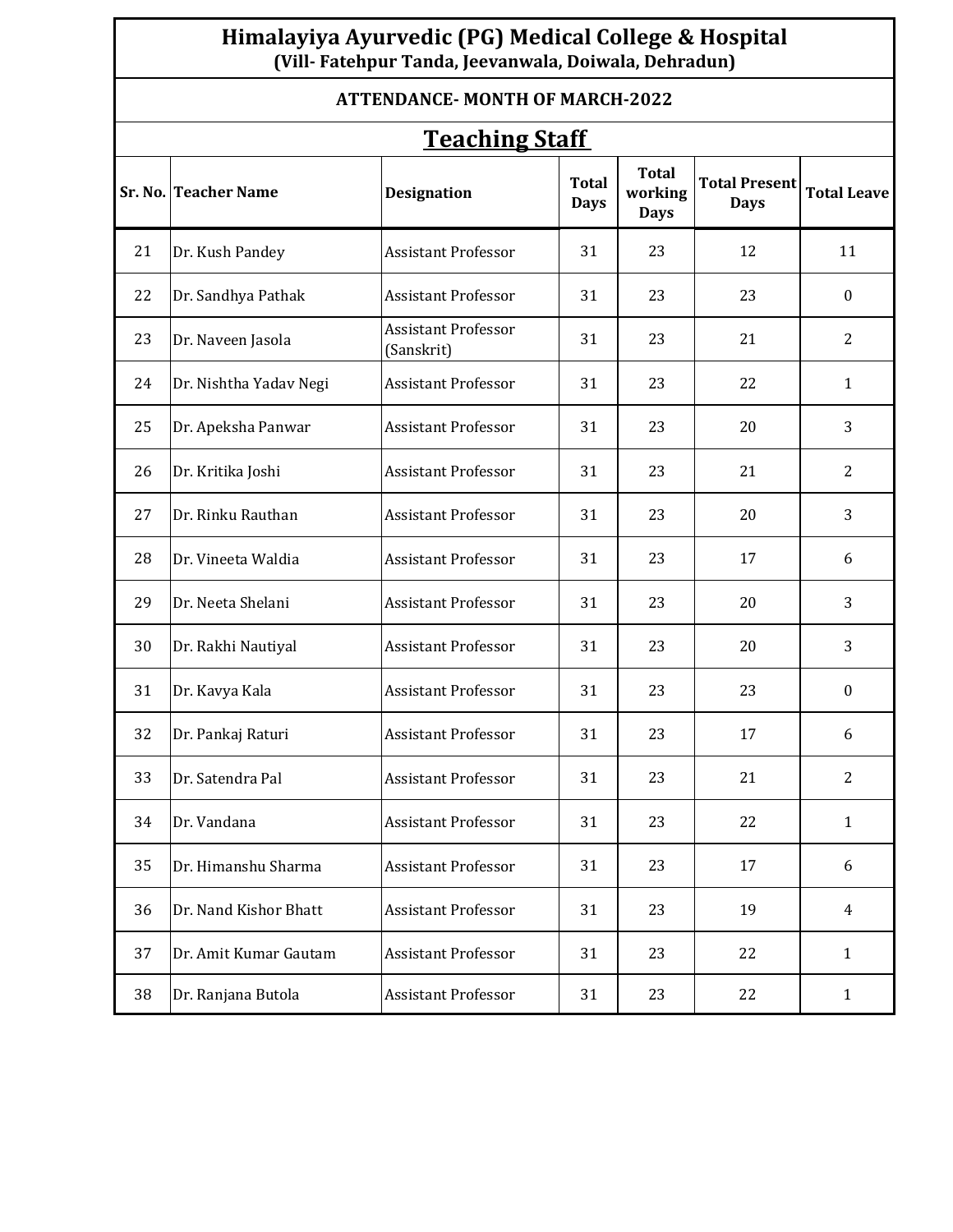# Himalayiya Ayurvedic (PG) Medical College & Hospital

**(Vill- Fatehpur Tanda, Jeevanwala, Doiwala, Dehradun)**

**ATTENDANCE- MONTH OF MARCH-2022**

## Teaching Staff

| Sr. No. | Teacher Name | Designation | Total Days | Total working Days | Total Present Days | Total Leave |
|---|---|---|---|---|---|---|
| 21 | Dr. Kush Pandey | Assistant Professor | 31 | 23 | 12 | 11 |
| 22 | Dr. Sandhya Pathak | Assistant Professor | 31 | 23 | 23 | 0 |
| 23 | Dr. Naveen Jasola | Assistant Professor (Sanskrit) | 31 | 23 | 21 | 2 |
| 24 | Dr. Nishtha Yadav Negi | Assistant Professor | 31 | 23 | 22 | 1 |
| 25 | Dr. Apeksha Panwar | Assistant Professor | 31 | 23 | 20 | 3 |
| 26 | Dr. Kritika Joshi | Assistant Professor | 31 | 23 | 21 | 2 |
| 27 | Dr. Rinku Rauthan | Assistant Professor | 31 | 23 | 20 | 3 |
| 28 | Dr. Vineeta Waldia | Assistant Professor | 31 | 23 | 17 | 6 |
| 29 | Dr. Neeta Shelani | Assistant Professor | 31 | 23 | 20 | 3 |
| 30 | Dr. Rakhi Nautiyal | Assistant Professor | 31 | 23 | 20 | 3 |
| 31 | Dr. Kavya Kala | Assistant Professor | 31 | 23 | 23 | 0 |
| 32 | Dr. Pankaj Raturi | Assistant Professor | 31 | 23 | 17 | 6 |
| 33 | Dr. Satendra Pal | Assistant Professor | 31 | 23 | 21 | 2 |
| 34 | Dr. Vandana | Assistant Professor | 31 | 23 | 22 | 1 |
| 35 | Dr. Himanshu Sharma | Assistant Professor | 31 | 23 | 17 | 6 |
| 36 | Dr. Nand Kishor Bhatt | Assistant Professor | 31 | 23 | 19 | 4 |
| 37 | Dr. Amit Kumar Gautam | Assistant Professor | 31 | 23 | 22 | 1 |
| 38 | Dr. Ranjana Butola | Assistant Professor | 31 | 23 | 22 | 1 |